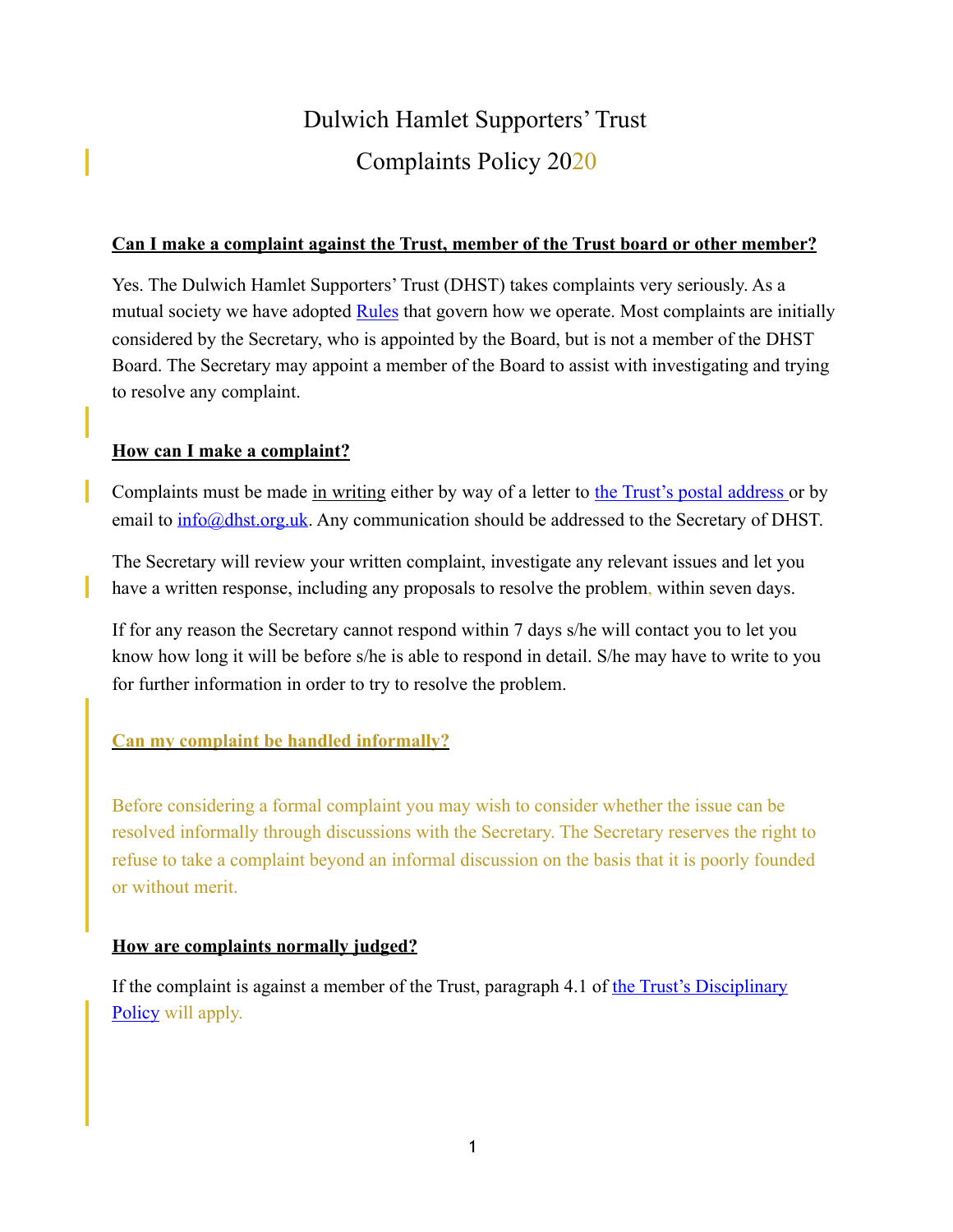# Dulwich Hamlet Supporters' Trust

# Complaints Policy 2020

**Can I make a complaint against the Trust, member of the Trust board or other member?**

Yes. The Dulwich Hamlet Supporters' Trust (DHST) takes complaints very seriously. As a mutual society we have adopted Rules that govern how we operate. Most complaints are initially considered by the Secretary, who is appointed by the Board, but is not a member of the DHST Board. The Secretary may appoint a member of the Board to assist with investigating and trying to resolve any complaint.

**How can I make a complaint?**

Complaints must be made in writing either by way of a letter to the Trust's postal address or by email to info@dhst.org.uk. Any communication should be addressed to the Secretary of DHST.

The Secretary will review your written complaint, investigate any relevant issues and let you have a written response, including any proposals to resolve the problem, within seven days.

If for any reason the Secretary cannot respond within 7 days s/he will contact you to let you know how long it will be before s/he is able to respond in detail. S/he may have to write to you for further information in order to try to resolve the problem.

**Can my complaint be handled informally?**

Before considering a formal complaint you may wish to consider whether the issue can be resolved informally through discussions with the Secretary. The Secretary reserves the right to refuse to take a complaint beyond an informal discussion on the basis that it is poorly founded or without merit.

**How are complaints normally judged?**

If the complaint is against a member of the Trust, paragraph 4.1 of the Trust's Disciplinary Policy will apply.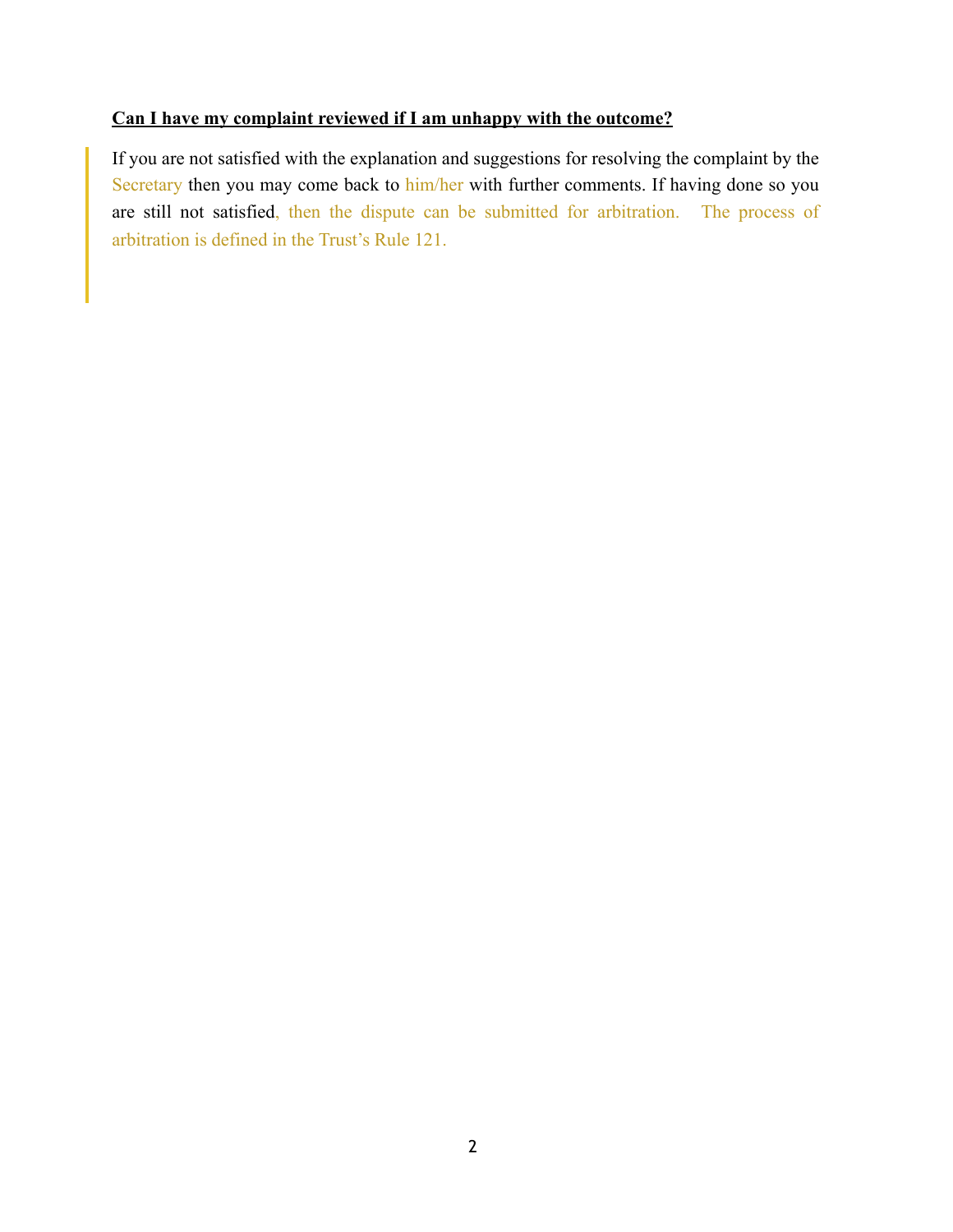**Can I have my complaint reviewed if I am unhappy with the outcome?**

If you are not satisfied with the explanation and suggestions for resolving the complaint by the Secretary then you may come back to him/her with further comments. If having done so you are still not satisfied, then the dispute can be submitted for arbitration. The process of arbitration is defined in the Trust's Rule 121.